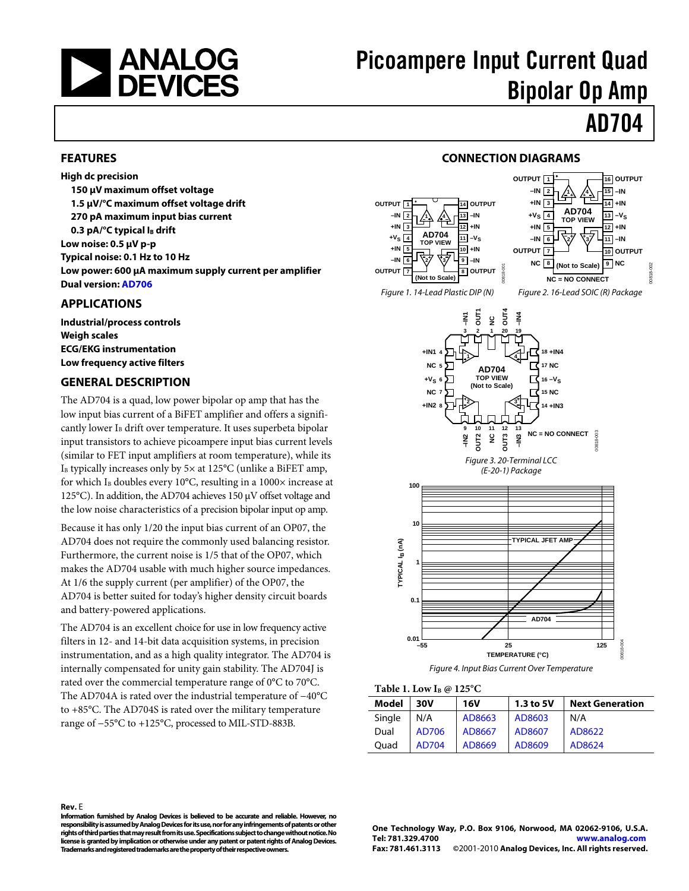# Picoampere Input Current Quad Bipolar Op Amp

# AD704

## FEATURES

**High dc precision**

- **150 µV maximum offset voltage**
- **1.5 µV/°C maximum offset voltage drift**
- **270 pA maximum input bias current**
- **0.3 pA/°C typical $I_B$ drift**

**Low noise: 0.5 µV p-p**

**Typical noise: 0.1 Hz to 10 Hz**

**Low power: 600 µA maximum supply current per amplifier**

**Dual version: AD706**

## APPLICATIONS

**Industrial/process controls**

**Weigh scales**

**ECG/EKG instrumentation**

**Low frequency active filters**

## GENERAL DESCRIPTION

The AD704 is a quad, low power bipolar op amp that has the low input bias current of a BiFET amplifier and offers a significantly lower $I_B$ drift over temperature. It uses superbeta bipolar input transistors to achieve picoampere input bias current levels (similar to FET input amplifiers at room temperature), while its $I_B$ typically increases only by 5× at 125°C (unlike a BiFET amp, for which $I_B$ doubles every 10°C, resulting in a 1000× increase at 125°C). In addition, the AD704 achieves 150 µV offset voltage and the low noise characteristics of a precision bipolar input op amp.

Because it has only 1/20 the input bias current of an OP07, the AD704 does not require the commonly used balancing resistor. Furthermore, the current noise is 1/5 that of the OP07, which makes the AD704 usable with much higher source impedances. At 1/6 the supply current (per amplifier) of the OP07, the AD704 is better suited for today's higher density circuit boards and battery-powered applications.

The AD704 is an excellent choice for use in low frequency active filters in 12- and 14-bit data acquisition systems, in precision instrumentation, and as a high quality integrator. The AD704 is internally compensated for unity gain stability. The AD704J is rated over the commercial temperature range of 0°C to 70°C. The AD704A is rated over the industrial temperature range of −40°C to +85°C. The AD704S is rated over the military temperature range of −55°C to +125°C, processed to MIL-STD-883B.

## CONNECTION DIAGRAMS

Figure 1. 14-Lead Plastic DIP (N)

Figure 2. 16-Lead SOIC (R) Package

Figure 3. 20-Terminal LCC (E-20-1) Package

Figure 4. Input Bias Current Over Temperature

**Table 1. Low $I_B$ @ 125°C**

| Model | 30V | 16V | 1.3 to 5V | Next Generation |
|---|---|---|---|---|
| Single | N/A | AD8663 | AD8603 | N/A |
| Dual | AD706 | AD8667 | AD8607 | AD8622 |
| Quad | AD704 | AD8669 | AD8609 | AD8624 |

**Rev. E**

**Information furnished by Analog Devices is believed to be accurate and reliable. However, no responsibility is assumed by Analog Devices for its use, nor for any infringements of patents or other rights of third parties that may result from its use. Specifications subject to change without notice. No license is granted by implication or otherwise under any patent or patent rights of Analog Devices. Trademarks and registered trademarks are the property of their respective owners.**

**One Technology Way, P.O. Box 9106, Norwood, MA 02062-9106, U.S.A.**
**Tel: 781.329.4700** **www.analog.com**
**Fax: 781.461.3113** ©2001-2010 **Analog Devices, Inc. All rights reserved.**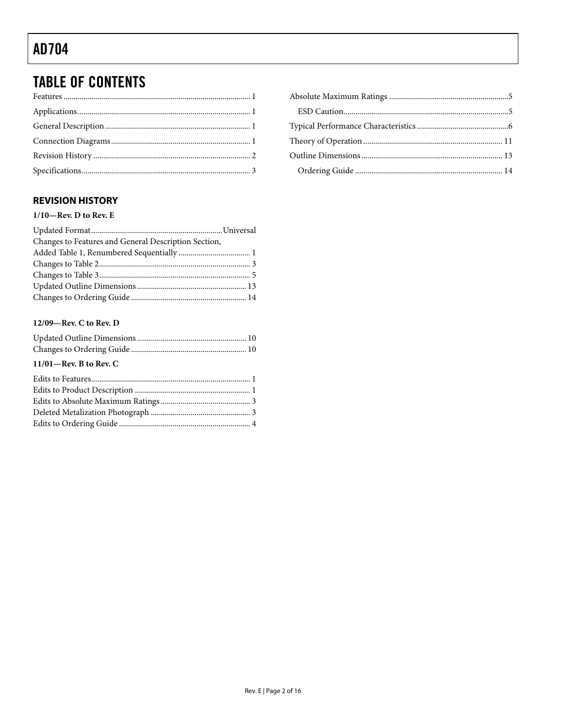## TABLE OF CONTENTS

Features ... 1
Applications ... 1
General Description ... 1
Connection Diagrams ... 1
Revision History ... 2
Specifications ... 3
Absolute Maximum Ratings ... 5
  ESD Caution ... 5
Typical Performance Characteristics ... 6
Theory of Operation ... 11
Outline Dimensions ... 13
  Ordering Guide ... 14

### REVISION HISTORY

**1/10—Rev. D to Rev. E**

Updated Format ... Universal
Changes to Features and General Description Section, Added Table 1, Renumbered Sequentially ... 1
Changes to Table 2 ... 3
Changes to Table 3 ... 5
Updated Outline Dimensions ... 13
Changes to Ordering Guide ... 14

**12/09—Rev. C to Rev. D**

Updated Outline Dimensions ... 10
Changes to Ordering Guide ... 10

**11/01—Rev. B to Rev. C**

Edits to Features ... 1
Edits to Product Description ... 1
Edits to Absolute Maximum Ratings ... 3
Deleted Metalization Photograph ... 3
Edits to Ordering Guide ... 4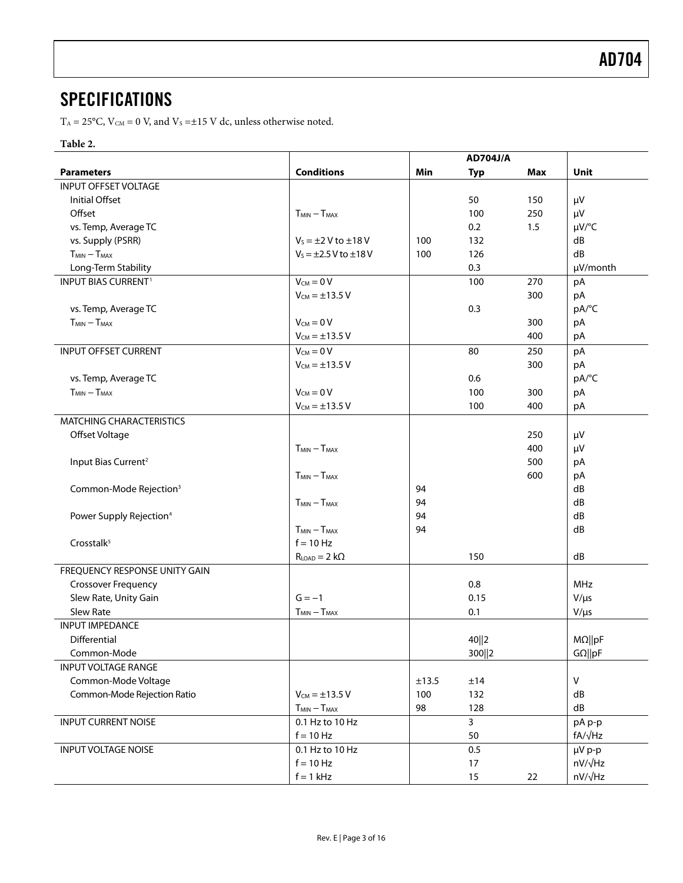## SPECIFICATIONS

$T_A$ = 25°C, $V_{CM}$ = 0 V, and $V_S$ = ±15 V dc, unless otherwise noted.

**Table 2.**

| Parameters | Conditions | AD704J/A Min | Typ | Max | Unit |
|---|---|---|---|---|---|
| INPUT OFFSET VOLTAGE | | | | | |
| Initial Offset | | | 50 | 150 | μV |
| Offset | $T_{MIN} - T_{MAX}$ | | 100 | 250 | μV |
| vs. Temp, Average TC | | | 0.2 | 1.5 | μV/°C |
| vs. Supply (PSRR) | $V_S$ = ±2 V to ±18 V | 100 | 132 | | dB |
| $T_{MIN} - T_{MAX}$ | $V_S$ = ±2.5 V to ±18 V | 100 | 126 | | dB |
| Long-Term Stability | | | 0.3 | | μV/month |
| INPUT BIAS CURRENT[1] | $V_{CM}$ = 0 V | | 100 | 270 | pA |
| | $V_{CM}$ = ±13.5 V | | | 300 | pA |
| vs. Temp, Average TC | | | 0.3 | | pA/°C |
| $T_{MIN} - T_{MAX}$ | $V_{CM}$ = 0 V | | | 300 | pA |
| | $V_{CM}$ = ±13.5 V | | | 400 | pA |
| INPUT OFFSET CURRENT | $V_{CM}$ = 0 V | | 80 | 250 | pA |
| | $V_{CM}$ = ±13.5 V | | | 300 | pA |
| vs. Temp, Average TC | | | 0.6 | | pA/°C |
| $T_{MIN} - T_{MAX}$ | $V_{CM}$ = 0 V | | 100 | 300 | pA |
| | $V_{CM}$ = ±13.5 V | | 100 | 400 | pA |
| MATCHING CHARACTERISTICS | | | | | |
| Offset Voltage | | | | 250 | μV |
| | $T_{MIN} - T_{MAX}$ | | | 400 | μV |
| Input Bias Current[2] | | | | 500 | pA |
| | $T_{MIN} - T_{MAX}$ | | | 600 | pA |
| Common-Mode Rejection[3] | | 94 | | | dB |
| | $T_{MIN} - T_{MAX}$ | 94 | | | dB |
| Power Supply Rejection[4] | | 94 | | | dB |
| | $T_{MIN} - T_{MAX}$ | 94 | | | dB |
| Crosstalk[5] | f = 10 Hz | | | | |
| | $R_{LOAD}$ = 2 kΩ | | 150 | | dB |
| FREQUENCY RESPONSE UNITY GAIN | | | | | |
| Crossover Frequency | | | 0.8 | | MHz |
| Slew Rate, Unity Gain | G = −1 | | 0.15 | | V/μs |
| Slew Rate | $T_{MIN} - T_{MAX}$ | | 0.1 | | V/μs |
| INPUT IMPEDANCE | | | | | |
| Differential | | | 40‖2 | | MΩ‖pF |
| Common-Mode | | | 300‖2 | | GΩ‖pF |
| INPUT VOLTAGE RANGE | | | | | |
| Common-Mode Voltage | | ±13.5 | ±14 | | V |
| Common-Mode Rejection Ratio | $V_{CM}$ = ±13.5 V | 100 | 132 | | dB |
| | $T_{MIN} - T_{MAX}$ | 98 | 128 | | dB |
| INPUT CURRENT NOISE | 0.1 Hz to 10 Hz | | 3 | | pA p-p |
| | f = 10 Hz | | 50 | | fA/√Hz |
| INPUT VOLTAGE NOISE | 0.1 Hz to 10 Hz | | 0.5 | | μV p-p |
| | f = 10 Hz | | 17 | | nV/√Hz |
| | f = 1 kHz | | 15 | 22 | nV/√Hz |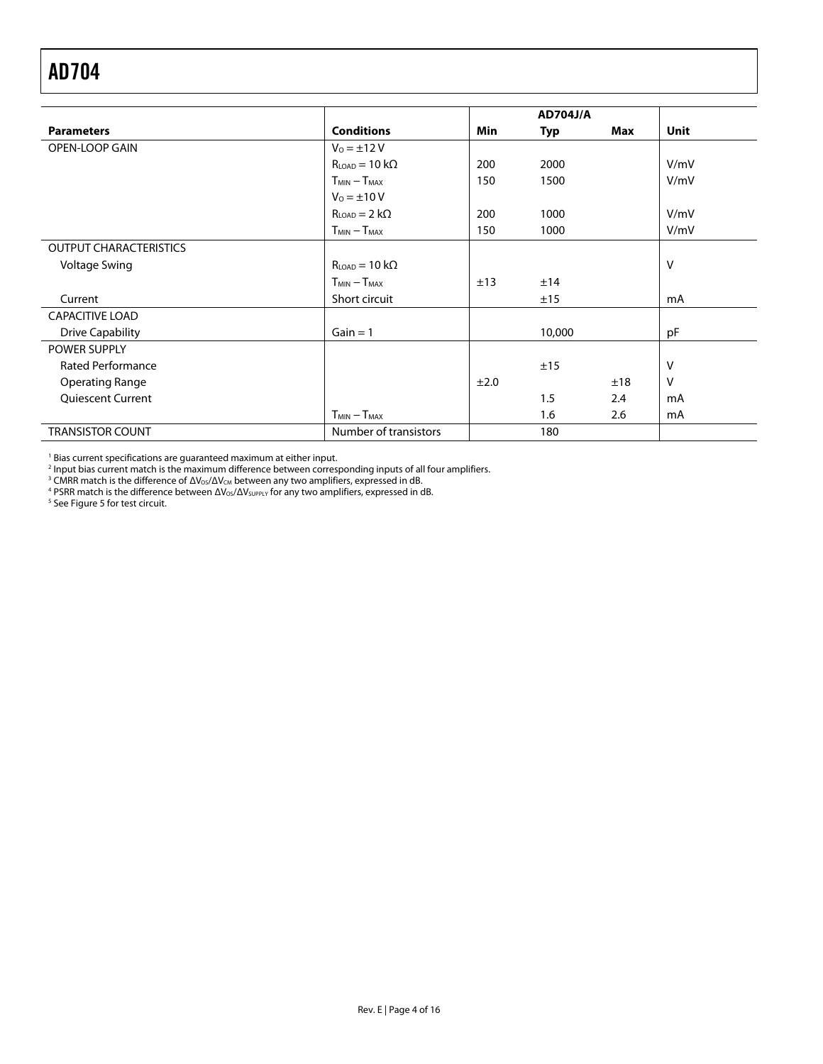| | | AD704J/A | | | |
|---|---|---|---|---|---|
| **Parameters** | **Conditions** | **Min** | **Typ** | **Max** | **Unit** |
| OPEN-LOOP GAIN | $V_O = \pm 12$ V | | | | |
| | $R_{LOAD} = 10$ kΩ | 200 | 2000 | | V/mV |
| | $T_{MIN} - T_{MAX}$ | 150 | 1500 | | V/mV |
| | $V_O = \pm 10$ V | | | | |
| | $R_{LOAD} = 2$ kΩ | 200 | 1000 | | V/mV |
| | $T_{MIN} - T_{MAX}$ | 150 | 1000 | | V/mV |
| OUTPUT CHARACTERISTICS | | | | | |
| Voltage Swing | $R_{LOAD} = 10$ kΩ | | | | V |
| | $T_{MIN} - T_{MAX}$ | ±13 | ±14 | | |
| Current | Short circuit | | ±15 | | mA |
| CAPACITIVE LOAD | | | | | |
| Drive Capability | Gain = 1 | | 10,000 | | pF |
| POWER SUPPLY | | | | | |
| Rated Performance | | | ±15 | | V |
| Operating Range | | ±2.0 | | ±18 | V |
| Quiescent Current | | | 1.5 | 2.4 | mA |
| | $T_{MIN} - T_{MAX}$ | | 1.6 | 2.6 | mA |
| TRANSISTOR COUNT | Number of transistors | | 180 | | |

[1] Bias current specifications are guaranteed maximum at either input.
[2] Input bias current match is the maximum difference between corresponding inputs of all four amplifiers.
[3] CMRR match is the difference of $\Delta V_{OS}/\Delta V_{CM}$ between any two amplifiers, expressed in dB.
[4] PSRR match is the difference between $\Delta V_{OS}/\Delta V_{SUPPLY}$ for any two amplifiers, expressed in dB.
[5] See Figure 5 for test circuit.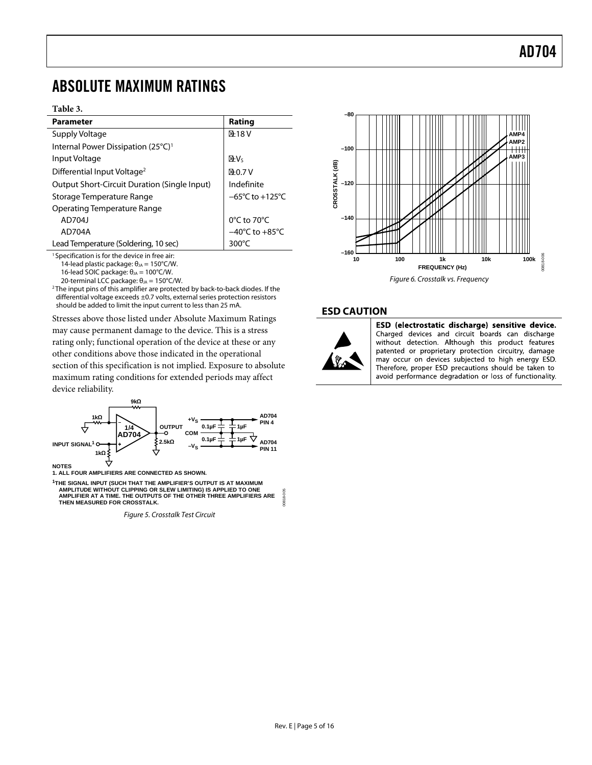# ABSOLUTE MAXIMUM RATINGS

**Table 3.**

| Parameter | Rating |
|---|---|
| Supply Voltage | ±18 V |
| Internal Power Dissipation (25°C)[1] | |
| Input Voltage | $\pm V_S$ |
| Differential Input Voltage[2] | ±0.7 V |
| Output Short-Circuit Duration (Single Input) | Indefinite |
| Storage Temperature Range | −65°C to +125°C |
| Operating Temperature Range | |
| AD704J | 0°C to 70°C |
| AD704A | −40°C to +85°C |
| Lead Temperature (Soldering, 10 sec) | 300°C |

[1] Specification is for the device in free air:
14-lead plastic package: $\theta_{JA}$ = 150°C/W.
16-lead SOIC package: $\theta_{JA}$ = 100°C/W.
20-terminal LCC package: $\theta_{JA}$ = 150°C/W.

[2] The input pins of this amplifier are protected by back-to-back diodes. If the differential voltage exceeds ±0.7 volts, external series protection resistors should be added to limit the input current to less than 25 mA.

Stresses above those listed under Absolute Maximum Ratings may cause permanent damage to the device. This is a stress rating only; functional operation of the device at these or any other conditions above those indicated in the operational section of this specification is not implied. Exposure to absolute maximum rating conditions for extended periods may affect device reliability.

NOTES
1. ALL FOUR AMPLIFIERS ARE CONNECTED AS SHOWN.

[1] THE SIGNAL INPUT (SUCH THAT THE AMPLIFIER'S OUTPUT IS AT MAXIMUM AMPLITUDE WITHOUT CLIPPING OR SLEW LIMITING) IS APPLIED TO ONE AMPLIFIER AT A TIME. THE OUTPUTS OF THE OTHER THREE AMPLIFIERS ARE THEN MEASURED FOR CROSSTALK.

*Figure 5. Crosstalk Test Circuit*

*Figure 6. Crosstalk vs. Frequency*

## ESD CAUTION

**ESD (electrostatic discharge) sensitive device.** Charged devices and circuit boards can discharge without detection. Although this product features patented or proprietary protection circuitry, damage may occur on devices subjected to high energy ESD. Therefore, proper ESD precautions should be taken to avoid performance degradation or loss of functionality.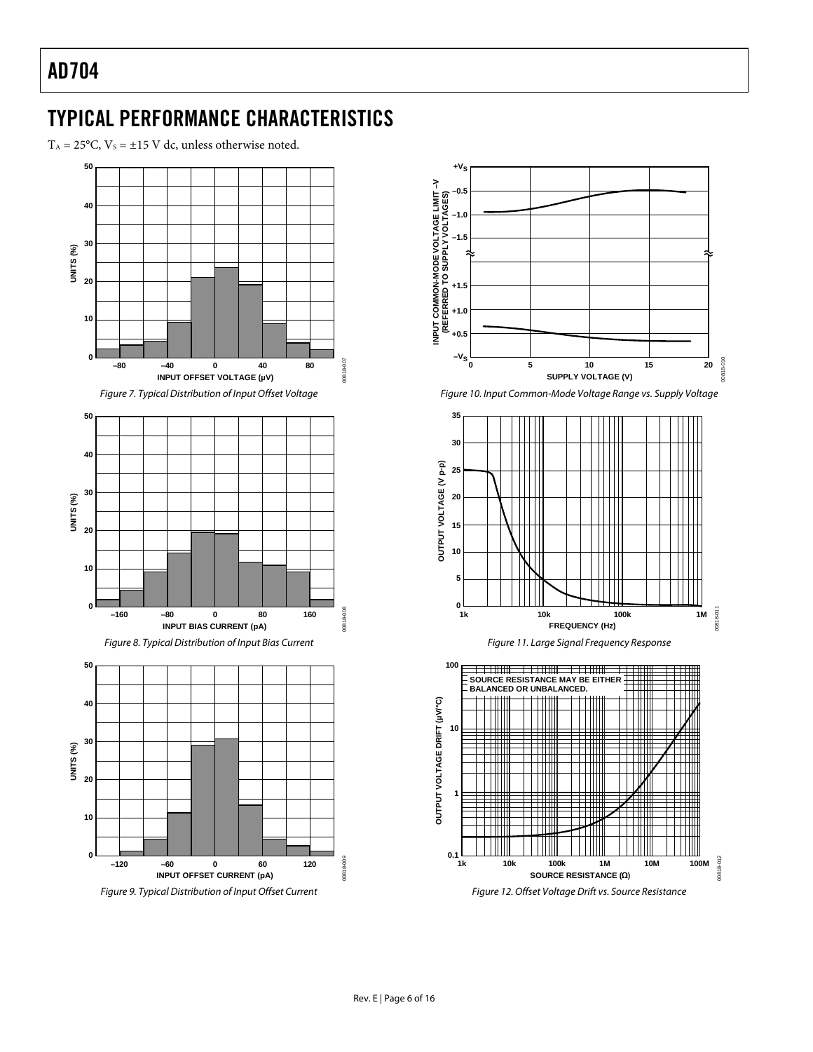## TYPICAL PERFORMANCE CHARACTERISTICS

$T_A = 25°C$, $V_S = ±15$ V dc, unless otherwise noted.

*Figure 7. Typical Distribution of Input Offset Voltage*

*Figure 8. Typical Distribution of Input Bias Current*

*Figure 9. Typical Distribution of Input Offset Current*

*Figure 10. Input Common-Mode Voltage Range vs. Supply Voltage*

*Figure 11. Large Signal Frequency Response*

*Figure 12. Offset Voltage Drift vs. Source Resistance*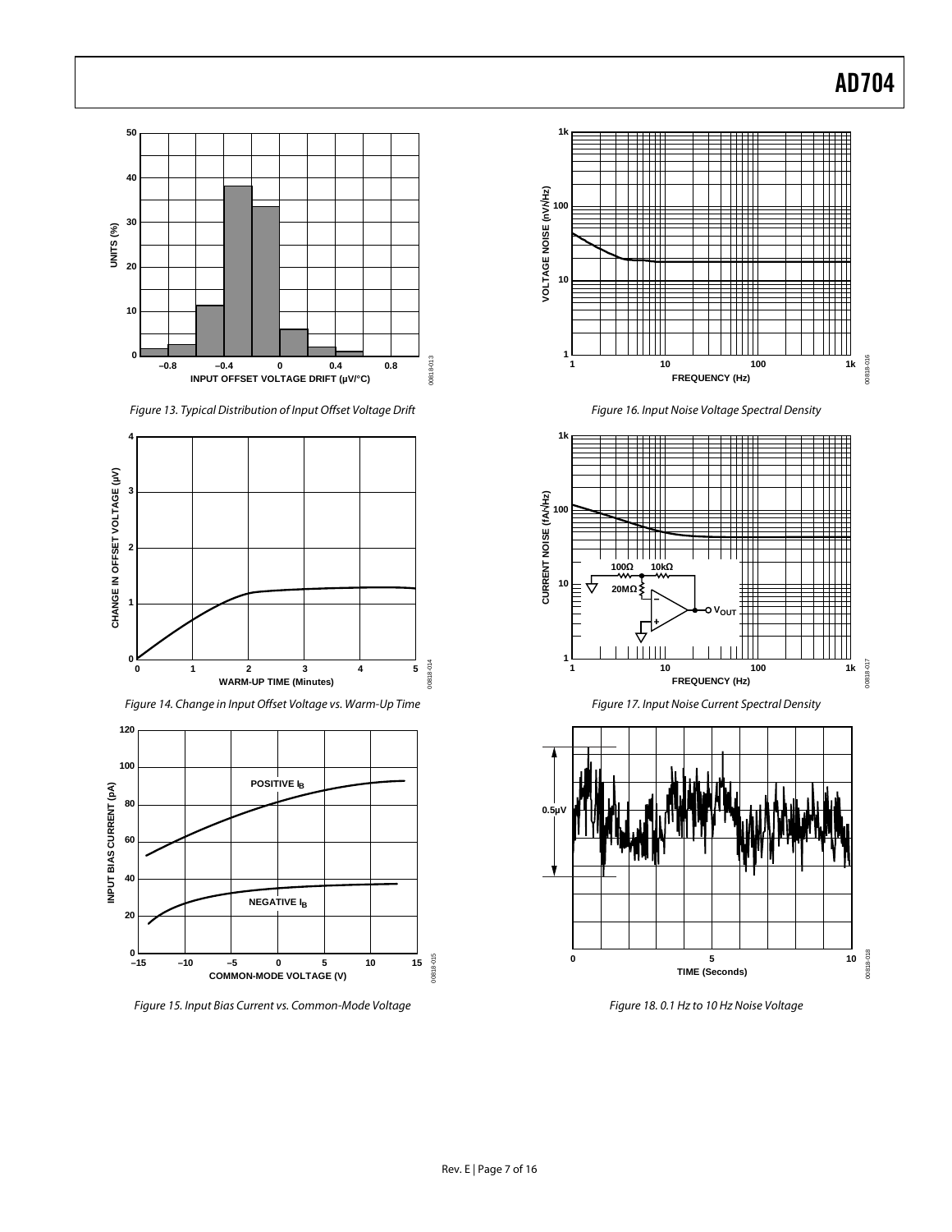Figure 13. Typical Distribution of Input Offset Voltage Drift

Figure 14. Change in Input Offset Voltage vs. Warm-Up Time

Figure 15. Input Bias Current vs. Common-Mode Voltage

Figure 16. Input Noise Voltage Spectral Density

Figure 17. Input Noise Current Spectral Density

Figure 18. 0.1 Hz to 10 Hz Noise Voltage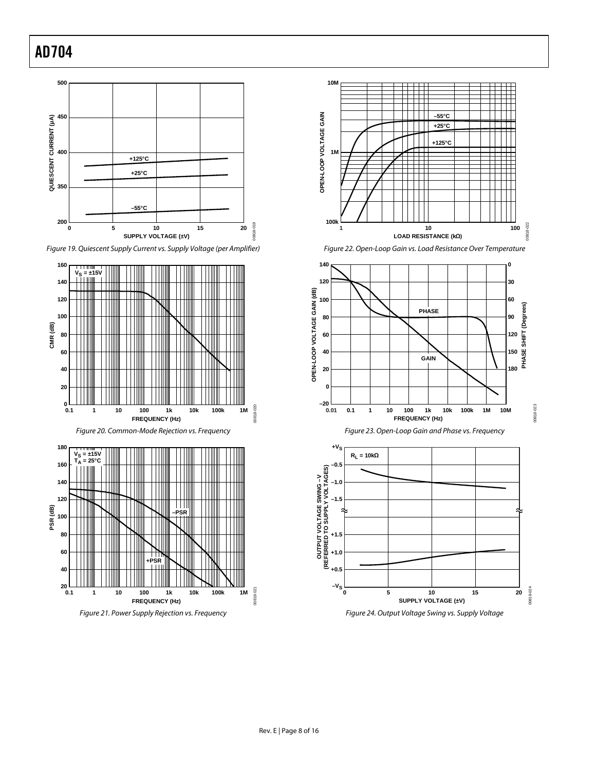Figure 19. Quiescent Supply Current vs. Supply Voltage (per Amplifier)

Figure 20. Common-Mode Rejection vs. Frequency

Figure 21. Power Supply Rejection vs. Frequency

Figure 22. Open-Loop Gain vs. Load Resistance Over Temperature

Figure 23. Open-Loop Gain and Phase vs. Frequency

Figure 24. Output Voltage Swing vs. Supply Voltage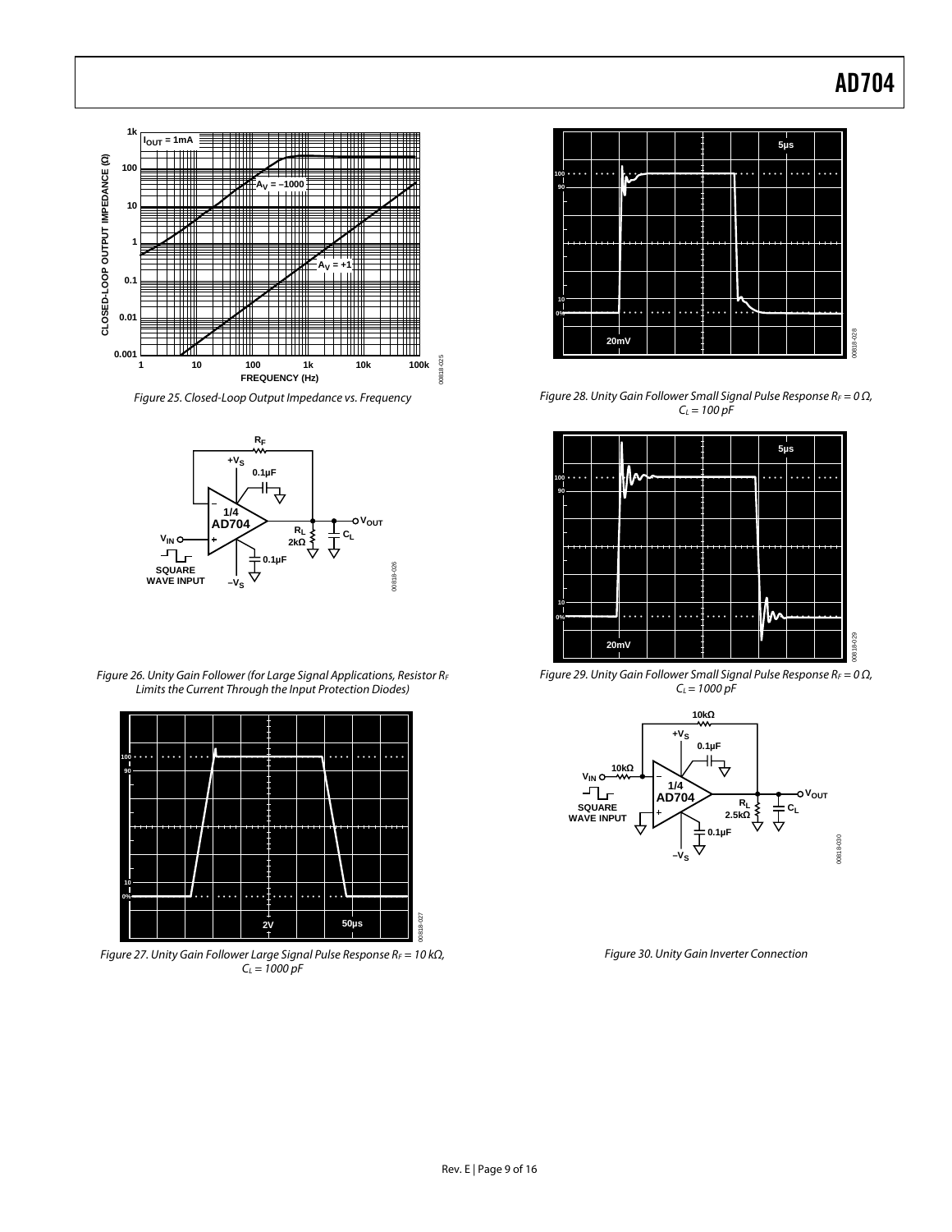Figure 25. Closed-Loop Output Impedance vs. Frequency

Figure 26. Unity Gain Follower (for Large Signal Applications, Resistor $R_F$ Limits the Current Through the Input Protection Diodes)

Figure 27. Unity Gain Follower Large Signal Pulse Response $R_F$ = 10 kΩ, $C_L$ = 1000 pF

Figure 28. Unity Gain Follower Small Signal Pulse Response $R_F$ = 0 Ω, $C_L$ = 100 pF

Figure 29. Unity Gain Follower Small Signal Pulse Response $R_F$ = 0 Ω, $C_L$ = 1000 pF

Figure 30. Unity Gain Inverter Connection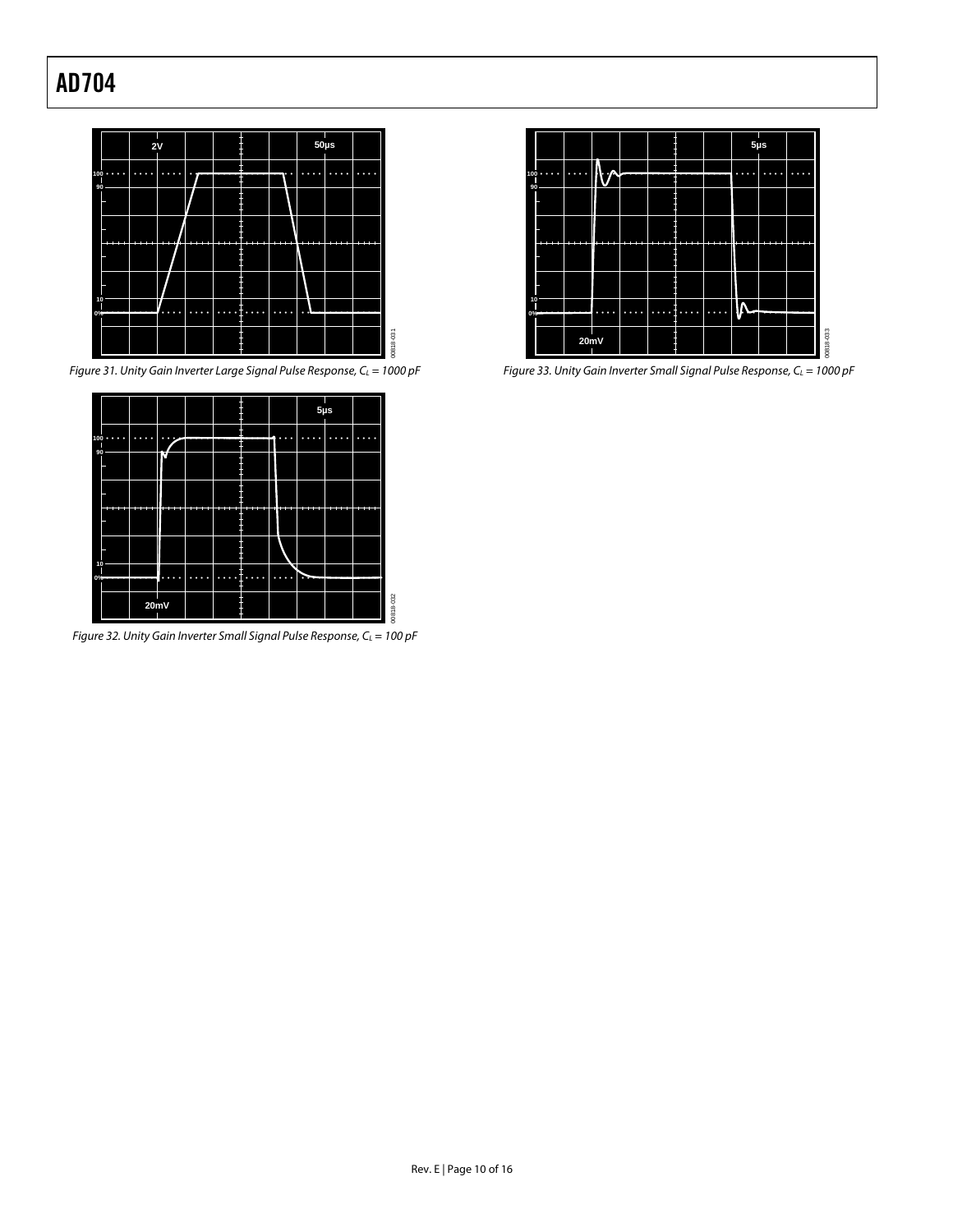Figure 31. Unity Gain Inverter Large Signal Pulse Response, $C_L = 1000\ pF$

Figure 32. Unity Gain Inverter Small Signal Pulse Response, $C_L = 100\ pF$

Figure 33. Unity Gain Inverter Small Signal Pulse Response, $C_L = 1000\ pF$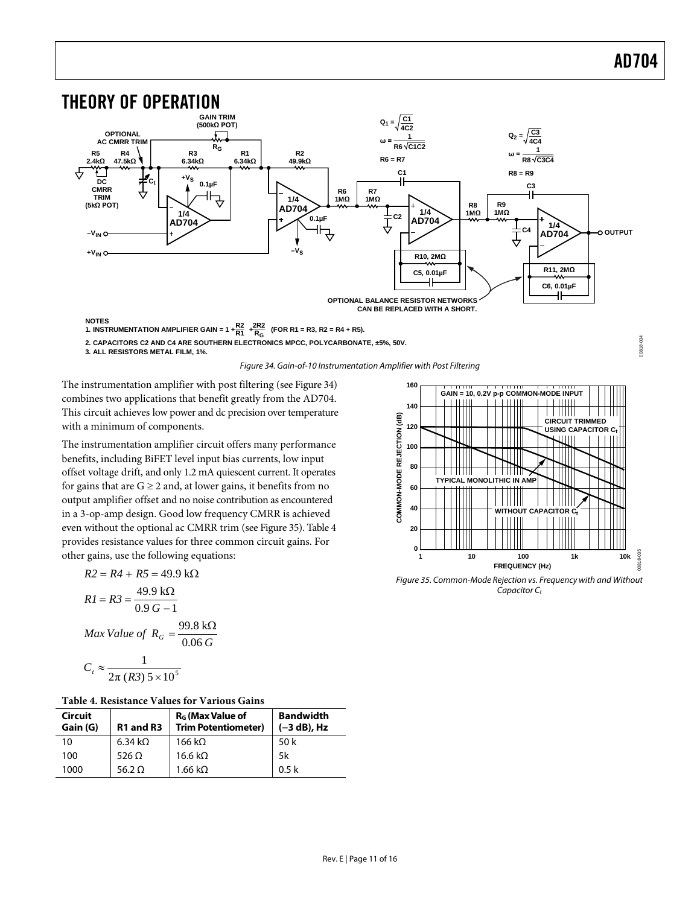# THEORY OF OPERATION

NOTES
1. INSTRUMENTATION AMPLIFIER GAIN = $1 + \frac{R2}{R1} + \frac{2R2}{R_G}$ (FOR R1 = R3, R2 = R4 + R5).
2. CAPACITORS C2 AND C4 ARE SOUTHERN ELECTRONICS MPCC, POLYCARBONATE, ±5%, 50V.
3. ALL RESISTORS METAL FILM, 1%.

*Figure 34. Gain-of-10 Instrumentation Amplifier with Post Filtering*

The instrumentation amplifier with post filtering (see Figure 34) combines two applications that benefit greatly from the AD704. This circuit achieves low power and dc precision over temperature with a minimum of components.

The instrumentation amplifier circuit offers many performance benefits, including BiFET level input bias currents, low input offset voltage drift, and only 1.2 mA quiescent current. It operates for gains that are $G \geq 2$ and, at lower gains, it benefits from no output amplifier offset and no noise contribution as encountered in a 3-op-amp design. Good low frequency CMRR is achieved even without the optional ac CMRR trim (see Figure 35). Table 4 provides resistance values for three common circuit gains. For other gains, use the following equations:

$$R2 = R4 + R5 = 49.9\ \text{k}\Omega$$

$$R1 = R3 = \frac{49.9\ \text{k}\Omega}{0.9\,G - 1}$$

$$Max\ Value\ of\ R_G = \frac{99.8\ \text{k}\Omega}{0.06\,G}$$

$$C_t \approx \frac{1}{2\pi\,(R3)\,5 \times 10^5}$$

**Table 4. Resistance Values for Various Gains**

| Circuit Gain (G) | R1 and R3 | $R_G$ (Max Value of Trim Potentiometer) | Bandwidth (−3 dB), Hz |
|---|---|---|---|
| 10 | 6.34 kΩ | 166 kΩ | 50 k |
| 100 | 526 Ω | 16.6 kΩ | 5k |
| 1000 | 56.2 Ω | 1.66 kΩ | 0.5 k |

*Figure 35. Common-Mode Rejection vs. Frequency with and Without Capacitor $C_t$*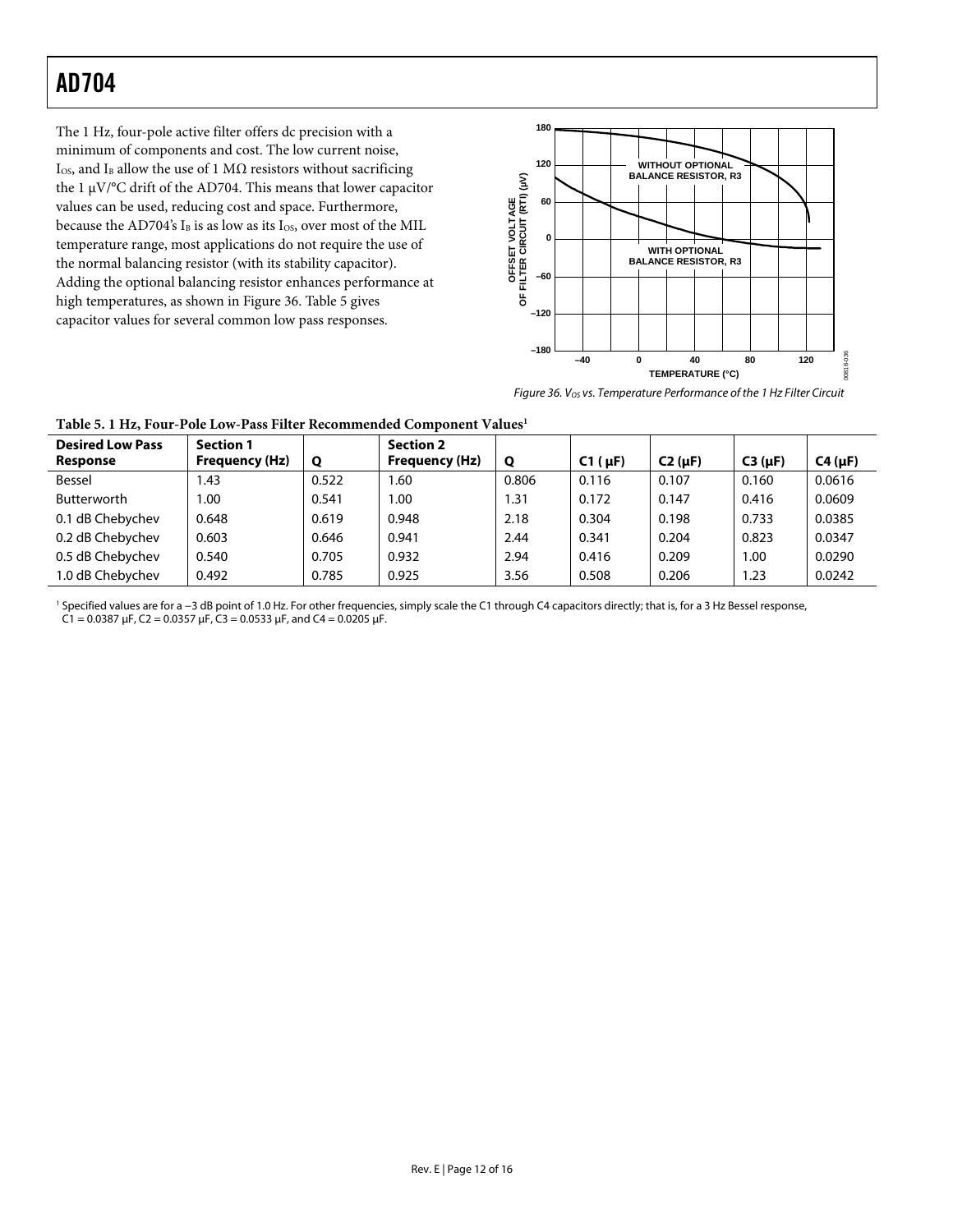The 1 Hz, four-pole active filter offers dc precision with a minimum of components and cost. The low current noise, $I_{OS}$, and $I_B$ allow the use of 1 MΩ resistors without sacrificing the 1 µV/°C drift of the AD704. This means that lower capacitor values can be used, reducing cost and space. Furthermore, because the AD704's $I_B$ is as low as its $I_{OS}$, over most of the MIL temperature range, most applications do not require the use of the normal balancing resistor (with its stability capacitor). Adding the optional balancing resistor enhances performance at high temperatures, as shown in Figure 36. Table 5 gives capacitor values for several common low pass responses.

*Figure 36. $V_{OS}$ vs. Temperature Performance of the 1 Hz Filter Circuit*

**Table 5. 1 Hz, Four-Pole Low-Pass Filter Recommended Component Values[1]**

| Desired Low Pass Response | Section 1 Frequency (Hz) | Q | Section 2 Frequency (Hz) | Q | C1 (µF) | C2 (µF) | C3 (µF) | C4 (µF) |
|---|---|---|---|---|---|---|---|---|
| Bessel | 1.43 | 0.522 | 1.60 | 0.806 | 0.116 | 0.107 | 0.160 | 0.0616 |
| Butterworth | 1.00 | 0.541 | 1.00 | 1.31 | 0.172 | 0.147 | 0.416 | 0.0609 |
| 0.1 dB Chebychev | 0.648 | 0.619 | 0.948 | 2.18 | 0.304 | 0.198 | 0.733 | 0.0385 |
| 0.2 dB Chebychev | 0.603 | 0.646 | 0.941 | 2.44 | 0.341 | 0.204 | 0.823 | 0.0347 |
| 0.5 dB Chebychev | 0.540 | 0.705 | 0.932 | 2.94 | 0.416 | 0.209 | 1.00 | 0.0290 |
| 1.0 dB Chebychev | 0.492 | 0.785 | 0.925 | 3.56 | 0.508 | 0.206 | 1.23 | 0.0242 |

[1] Specified values are for a −3 dB point of 1.0 Hz. For other frequencies, simply scale the C1 through C4 capacitors directly; that is, for a 3 Hz Bessel response, C1 = 0.0387 µF, C2 = 0.0357 µF, C3 = 0.0533 µF, and C4 = 0.0205 µF.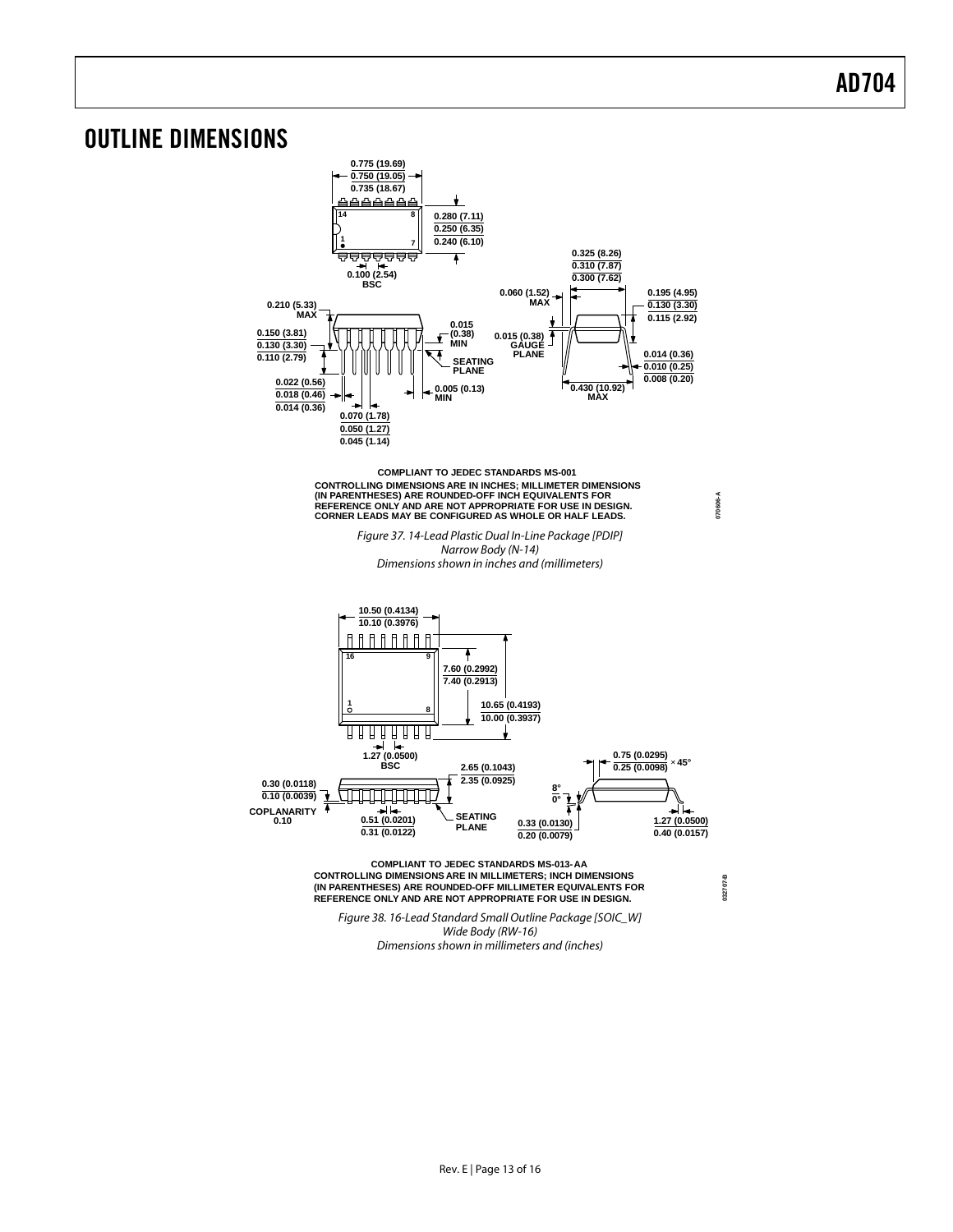# OUTLINE DIMENSIONS

0.775 (19.69)
0.750 (19.05)
0.735 (18.67)

14 8

1 7

0.280 (7.11)
0.250 (6.35)
0.240 (6.10)

0.100 (2.54)
BSC

0.325 (8.26)
0.310 (7.87)
0.300 (7.62)

0.060 (1.52)
MAX

0.195 (4.95)
0.130 (3.30)
0.115 (2.92)

0.210 (5.33)
MAX

0.150 (3.81)
0.130 (3.30)
0.110 (2.79)

0.015
(0.38)
MIN

0.015 (0.38)
GAUGE
PLANE

SEATING
PLANE

0.014 (0.36)
0.010 (0.25)
0.008 (0.20)

0.022 (0.56)
0.018 (0.46)
0.014 (0.36)

0.005 (0.13)
MIN

0.430 (10.92)
MAX

0.070 (1.78)
0.050 (1.27)
0.045 (1.14)

COMPLIANT TO JEDEC STANDARDS MS-001
CONTROLLING DIMENSIONS ARE IN INCHES; MILLIMETER DIMENSIONS (IN PARENTHESES) ARE ROUNDED-OFF INCH EQUIVALENTS FOR REFERENCE ONLY AND ARE NOT APPROPRIATE FOR USE IN DESIGN.
CORNER LEADS MAY BE CONFIGURED AS WHOLE OR HALF LEADS.

070606-A

*Figure 37. 14-Lead Plastic Dual In-Line Package [PDIP]*
*Narrow Body (N-14)*
*Dimensions shown in inches and (millimeters)*

10.50 (0.4134)
10.10 (0.3976)

16 9

1 8

7.60 (0.2992)
7.40 (0.2913)

10.65 (0.4193)
10.00 (0.3937)

1.27 (0.0500)
BSC

2.65 (0.1043)
2.35 (0.0925)

0.75 (0.0295)
0.25 (0.0098) × 45°

0.30 (0.0118)
0.10 (0.0039)

COPLANARITY
0.10

0.51 (0.0201)
0.31 (0.0122)

SEATING
PLANE

8°
0°

0.33 (0.0130)
0.20 (0.0079)

1.27 (0.0500)
0.40 (0.0157)

COMPLIANT TO JEDEC STANDARDS MS-013-AA
CONTROLLING DIMENSIONS ARE IN MILLIMETERS; INCH DIMENSIONS (IN PARENTHESES) ARE ROUNDED-OFF MILLIMETER EQUIVALENTS FOR REFERENCE ONLY AND ARE NOT APPROPRIATE FOR USE IN DESIGN.

032707-B

*Figure 38. 16-Lead Standard Small Outline Package [SOIC_W]*
*Wide Body (RW-16)*
*Dimensions shown in millimeters and (inches)*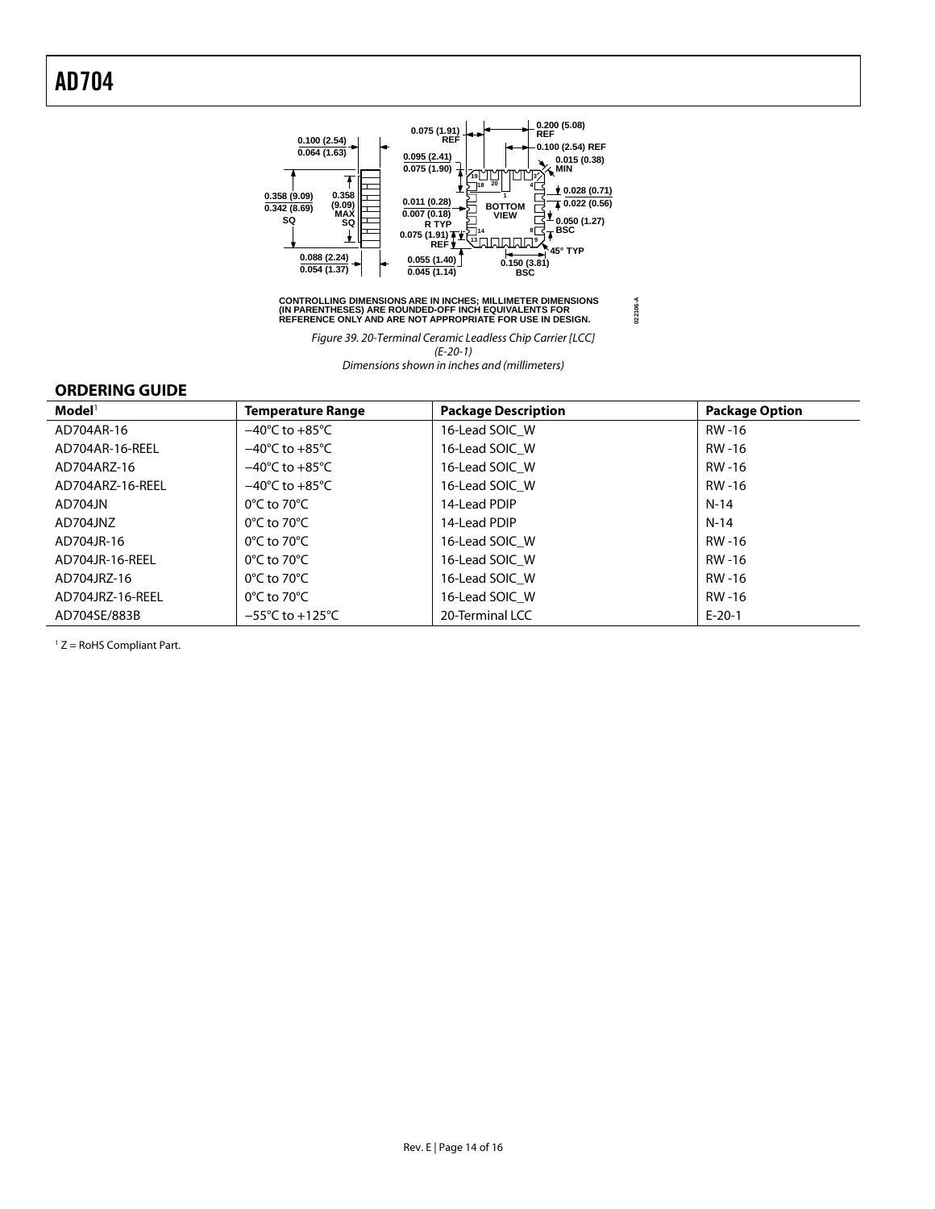CONTROLLING DIMENSIONS ARE IN INCHES; MILLIMETER DIMENSIONS (IN PARENTHESES) ARE ROUNDED-OFF INCH EQUIVALENTS FOR REFERENCE ONLY AND ARE NOT APPROPRIATE FOR USE IN DESIGN.

*Figure 39. 20-Terminal Ceramic Leadless Chip Carrier [LCC] (E-20-1)*
*Dimensions shown in inches and (millimeters)*

## ORDERING GUIDE

| Model[1] | Temperature Range | Package Description | Package Option |
|---|---|---|---|
| AD704AR-16 | −40°C to +85°C | 16-Lead SOIC_W | RW-16 |
| AD704AR-16-REEL | −40°C to +85°C | 16-Lead SOIC_W | RW-16 |
| AD704ARZ-16 | −40°C to +85°C | 16-Lead SOIC_W | RW-16 |
| AD704ARZ-16-REEL | −40°C to +85°C | 16-Lead SOIC_W | RW-16 |
| AD704JN | 0°C to 70°C | 14-Lead PDIP | N-14 |
| AD704JNZ | 0°C to 70°C | 14-Lead PDIP | N-14 |
| AD704JR-16 | 0°C to 70°C | 16-Lead SOIC_W | RW-16 |
| AD704JR-16-REEL | 0°C to 70°C | 16-Lead SOIC_W | RW-16 |
| AD704JRZ-16 | 0°C to 70°C | 16-Lead SOIC_W | RW-16 |
| AD704JRZ-16-REEL | 0°C to 70°C | 16-Lead SOIC_W | RW-16 |
| AD704SE/883B | −55°C to +125°C | 20-Terminal LCC | E-20-1 |

[1] Z = RoHS Compliant Part.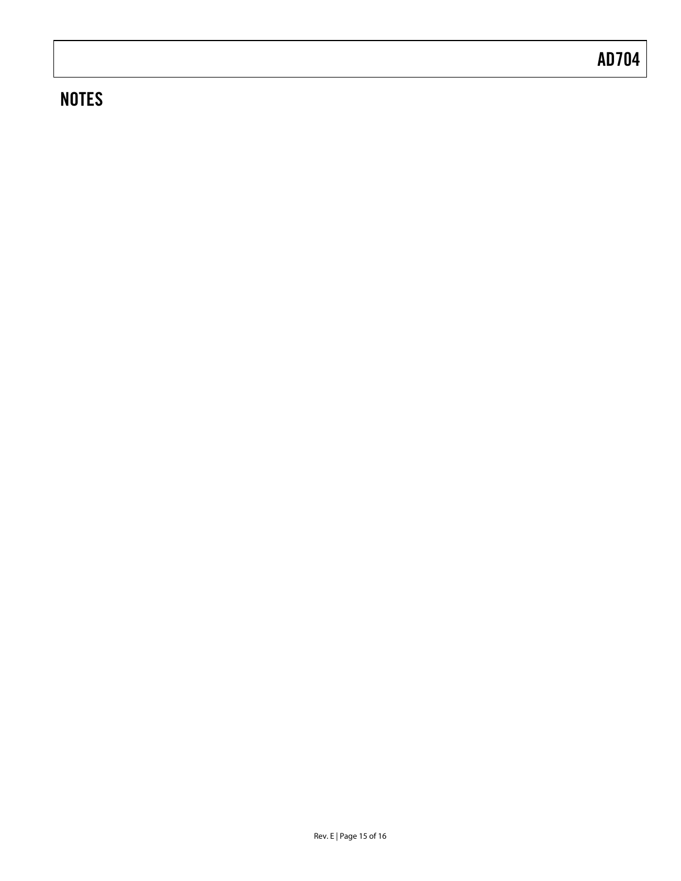## NOTES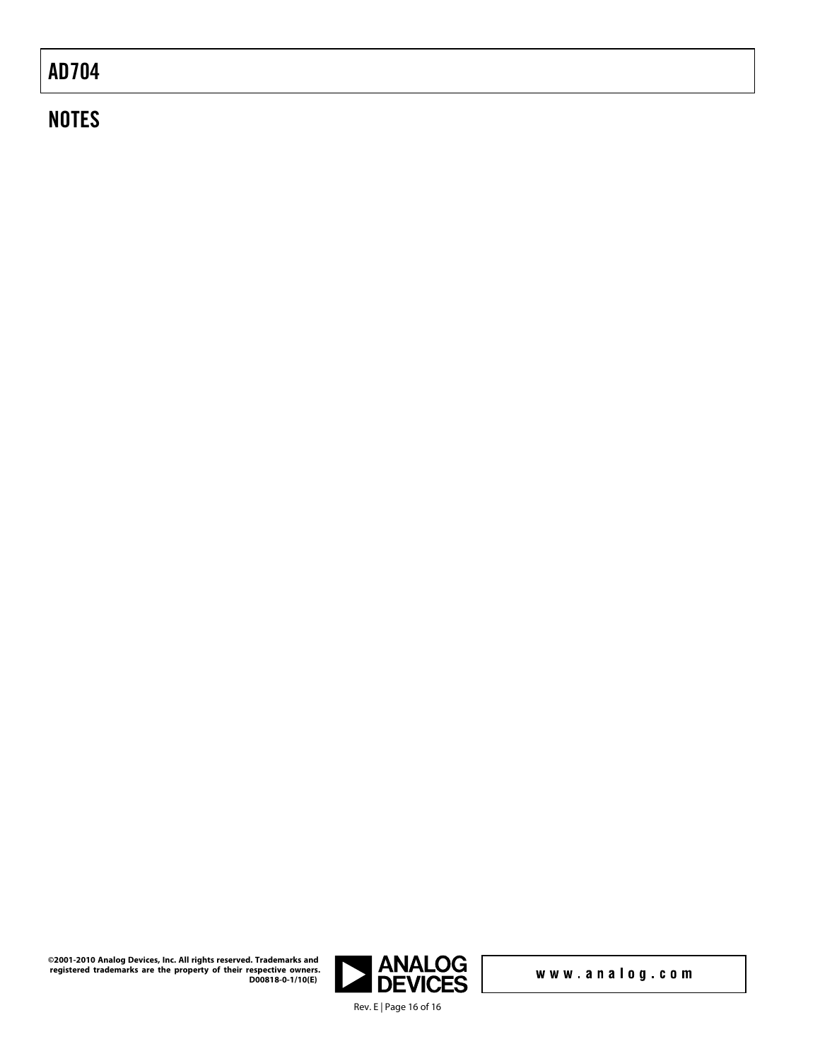# NOTES

©2001-2010 Analog Devices, Inc. All rights reserved. Trademarks and registered trademarks are the property of their respective owners. D00818-0-1/10(E)

www.analog.com